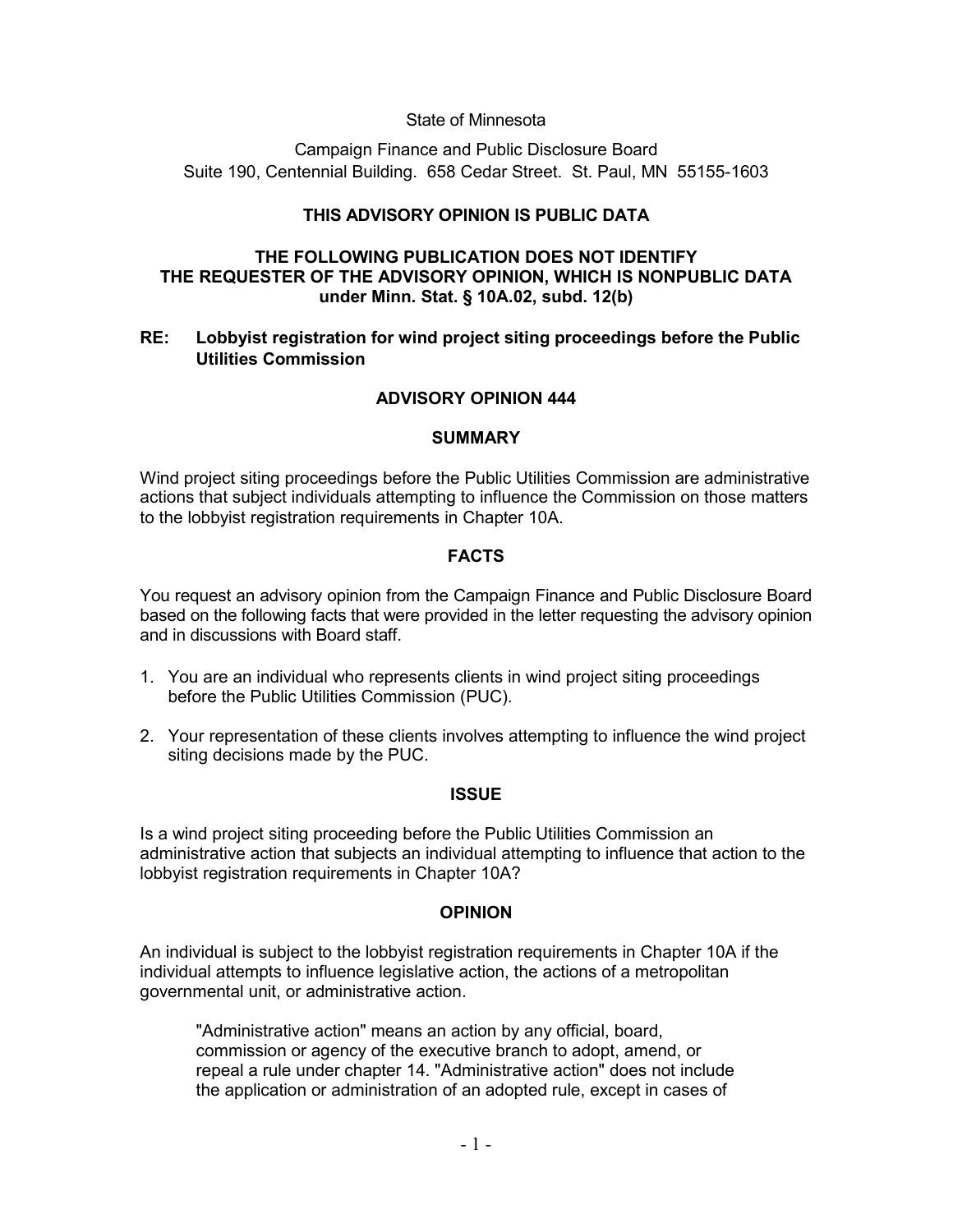State of Minnesota

Campaign Finance and Public Disclosure Board
Suite 190, Centennial Building. 658 Cedar Street. St. Paul, MN 55155-1603

**THIS ADVISORY OPINION IS PUBLIC DATA**

**THE FOLLOWING PUBLICATION DOES NOT IDENTIFY THE REQUESTER OF THE ADVISORY OPINION, WHICH IS NONPUBLIC DATA under Minn. Stat. § 10A.02, subd. 12(b)**

**RE: Lobbyist registration for wind project siting proceedings before the Public Utilities Commission**

## ADVISORY OPINION 444

### SUMMARY

Wind project siting proceedings before the Public Utilities Commission are administrative actions that subject individuals attempting to influence the Commission on those matters to the lobbyist registration requirements in Chapter 10A.

### FACTS

You request an advisory opinion from the Campaign Finance and Public Disclosure Board based on the following facts that were provided in the letter requesting the advisory opinion and in discussions with Board staff.

1. You are an individual who represents clients in wind project siting proceedings before the Public Utilities Commission (PUC).
2. Your representation of these clients involves attempting to influence the wind project siting decisions made by the PUC.

### ISSUE

Is a wind project siting proceeding before the Public Utilities Commission an administrative action that subjects an individual attempting to influence that action to the lobbyist registration requirements in Chapter 10A?

### OPINION

An individual is subject to the lobbyist registration requirements in Chapter 10A if the individual attempts to influence legislative action, the actions of a metropolitan governmental unit, or administrative action.

> "Administrative action" means an action by any official, board, commission or agency of the executive branch to adopt, amend, or repeal a rule under chapter 14. "Administrative action" does not include the application or administration of an adopted rule, except in cases of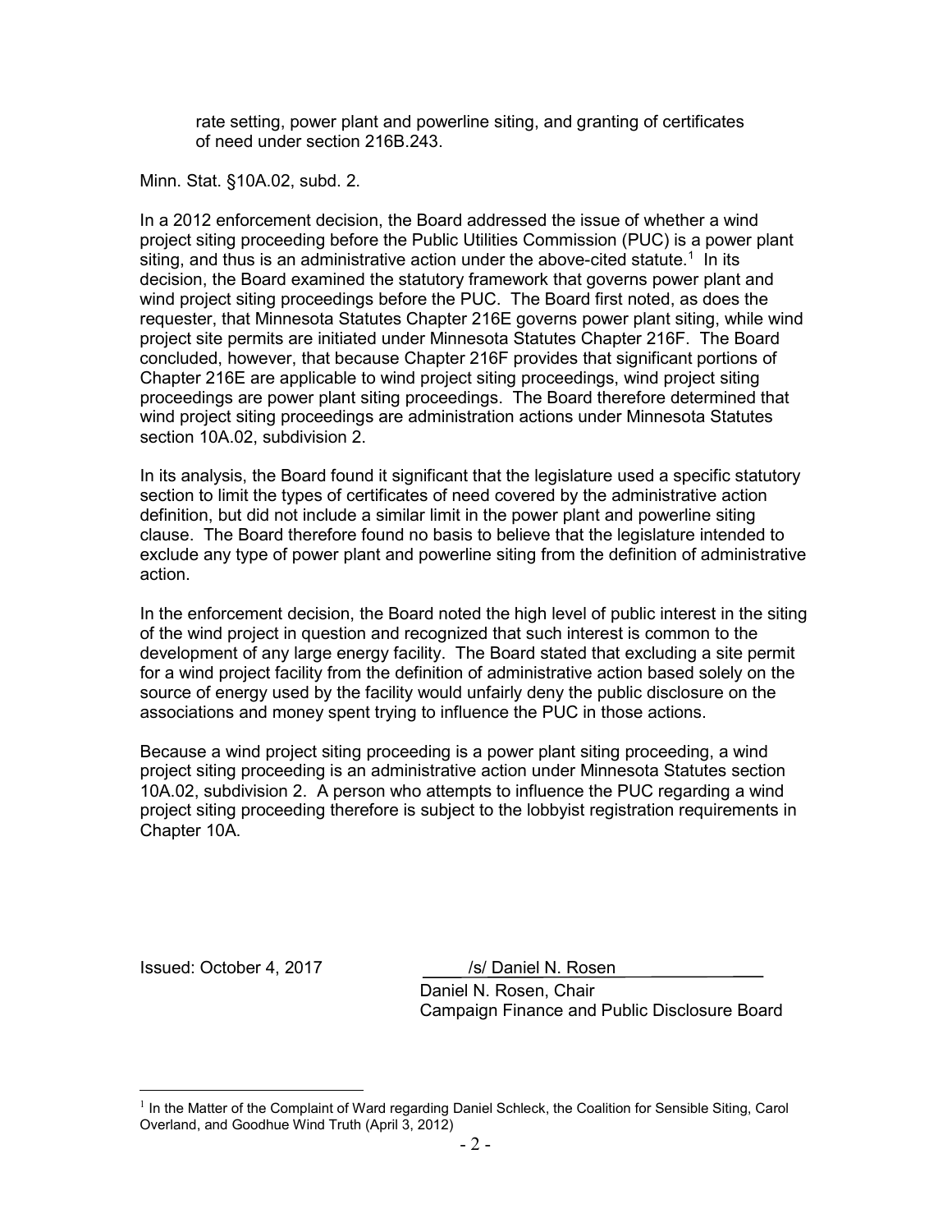rate setting, power plant and powerline siting, and granting of certificates of need under section 216B.243.

Minn. Stat. §10A.02, subd. 2.

In a 2012 enforcement decision, the Board addressed the issue of whether a wind project siting proceeding before the Public Utilities Commission (PUC) is a power plant siting, and thus is an administrative action under the above-cited statute.[1] In its decision, the Board examined the statutory framework that governs power plant and wind project siting proceedings before the PUC. The Board first noted, as does the requester, that Minnesota Statutes Chapter 216E governs power plant siting, while wind project site permits are initiated under Minnesota Statutes Chapter 216F. The Board concluded, however, that because Chapter 216F provides that significant portions of Chapter 216E are applicable to wind project siting proceedings, wind project siting proceedings are power plant siting proceedings. The Board therefore determined that wind project siting proceedings are administration actions under Minnesota Statutes section 10A.02, subdivision 2.

In its analysis, the Board found it significant that the legislature used a specific statutory section to limit the types of certificates of need covered by the administrative action definition, but did not include a similar limit in the power plant and powerline siting clause. The Board therefore found no basis to believe that the legislature intended to exclude any type of power plant and powerline siting from the definition of administrative action.

In the enforcement decision, the Board noted the high level of public interest in the siting of the wind project in question and recognized that such interest is common to the development of any large energy facility. The Board stated that excluding a site permit for a wind project facility from the definition of administrative action based solely on the source of energy used by the facility would unfairly deny the public disclosure on the associations and money spent trying to influence the PUC in those actions.

Because a wind project siting proceeding is a power plant siting proceeding, a wind project siting proceeding is an administrative action under Minnesota Statutes section 10A.02, subdivision 2. A person who attempts to influence the PUC regarding a wind project siting proceeding therefore is subject to the lobbyist registration requirements in Chapter 10A.

Issued: October 4, 2017

/s/ Daniel N. Rosen
Daniel N. Rosen, Chair
Campaign Finance and Public Disclosure Board

[1] In the Matter of the Complaint of Ward regarding Daniel Schleck, the Coalition for Sensible Siting, Carol Overland, and Goodhue Wind Truth (April 3, 2012)